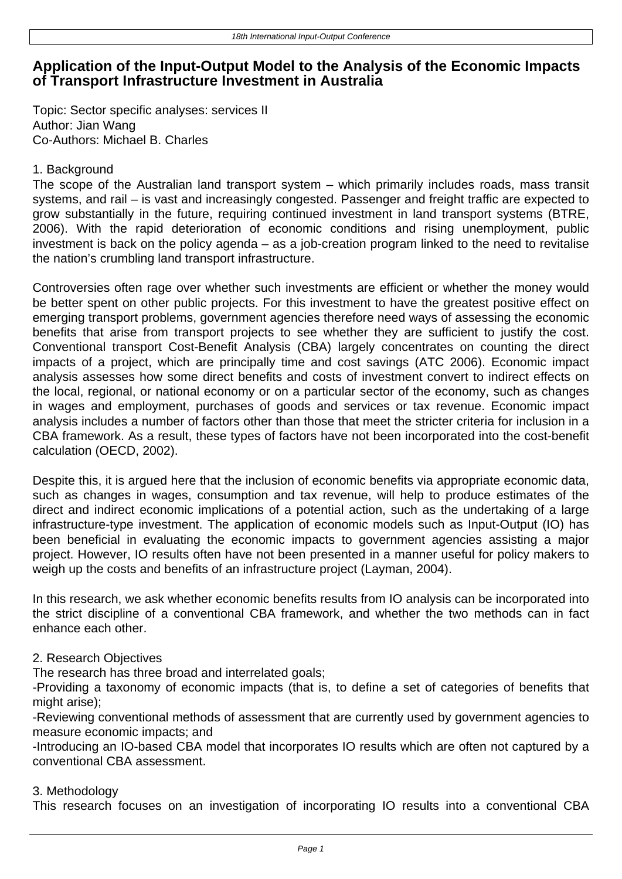# Application of the Input-Output Model to the Analysis of the Economic Impacts of Transport Infrastructure Investment in Australia

Topic: Sector specific analyses: services II
Author: Jian Wang
Co-Authors: Michael B. Charles

## 1. Background

The scope of the Australian land transport system – which primarily includes roads, mass transit systems, and rail – is vast and increasingly congested. Passenger and freight traffic are expected to grow substantially in the future, requiring continued investment in land transport systems (BTRE, 2006). With the rapid deterioration of economic conditions and rising unemployment, public investment is back on the policy agenda – as a job-creation program linked to the need to revitalise the nation's crumbling land transport infrastructure.

Controversies often rage over whether such investments are efficient or whether the money would be better spent on other public projects. For this investment to have the greatest positive effect on emerging transport problems, government agencies therefore need ways of assessing the economic benefits that arise from transport projects to see whether they are sufficient to justify the cost. Conventional transport Cost-Benefit Analysis (CBA) largely concentrates on counting the direct impacts of a project, which are principally time and cost savings (ATC 2006). Economic impact analysis assesses how some direct benefits and costs of investment convert to indirect effects on the local, regional, or national economy or on a particular sector of the economy, such as changes in wages and employment, purchases of goods and services or tax revenue. Economic impact analysis includes a number of factors other than those that meet the stricter criteria for inclusion in a CBA framework. As a result, these types of factors have not been incorporated into the cost-benefit calculation (OECD, 2002).

Despite this, it is argued here that the inclusion of economic benefits via appropriate economic data, such as changes in wages, consumption and tax revenue, will help to produce estimates of the direct and indirect economic implications of a potential action, such as the undertaking of a large infrastructure-type investment. The application of economic models such as Input-Output (IO) has been beneficial in evaluating the economic impacts to government agencies assisting a major project. However, IO results often have not been presented in a manner useful for policy makers to weigh up the costs and benefits of an infrastructure project (Layman, 2004).

In this research, we ask whether economic benefits results from IO analysis can be incorporated into the strict discipline of a conventional CBA framework, and whether the two methods can in fact enhance each other.

## 2. Research Objectives

The research has three broad and interrelated goals;

- Providing a taxonomy of economic impacts (that is, to define a set of categories of benefits that might arise);
- Reviewing conventional methods of assessment that are currently used by government agencies to measure economic impacts; and
- Introducing an IO-based CBA model that incorporates IO results which are often not captured by a conventional CBA assessment.

## 3. Methodology

This research focuses on an investigation of incorporating IO results into a conventional CBA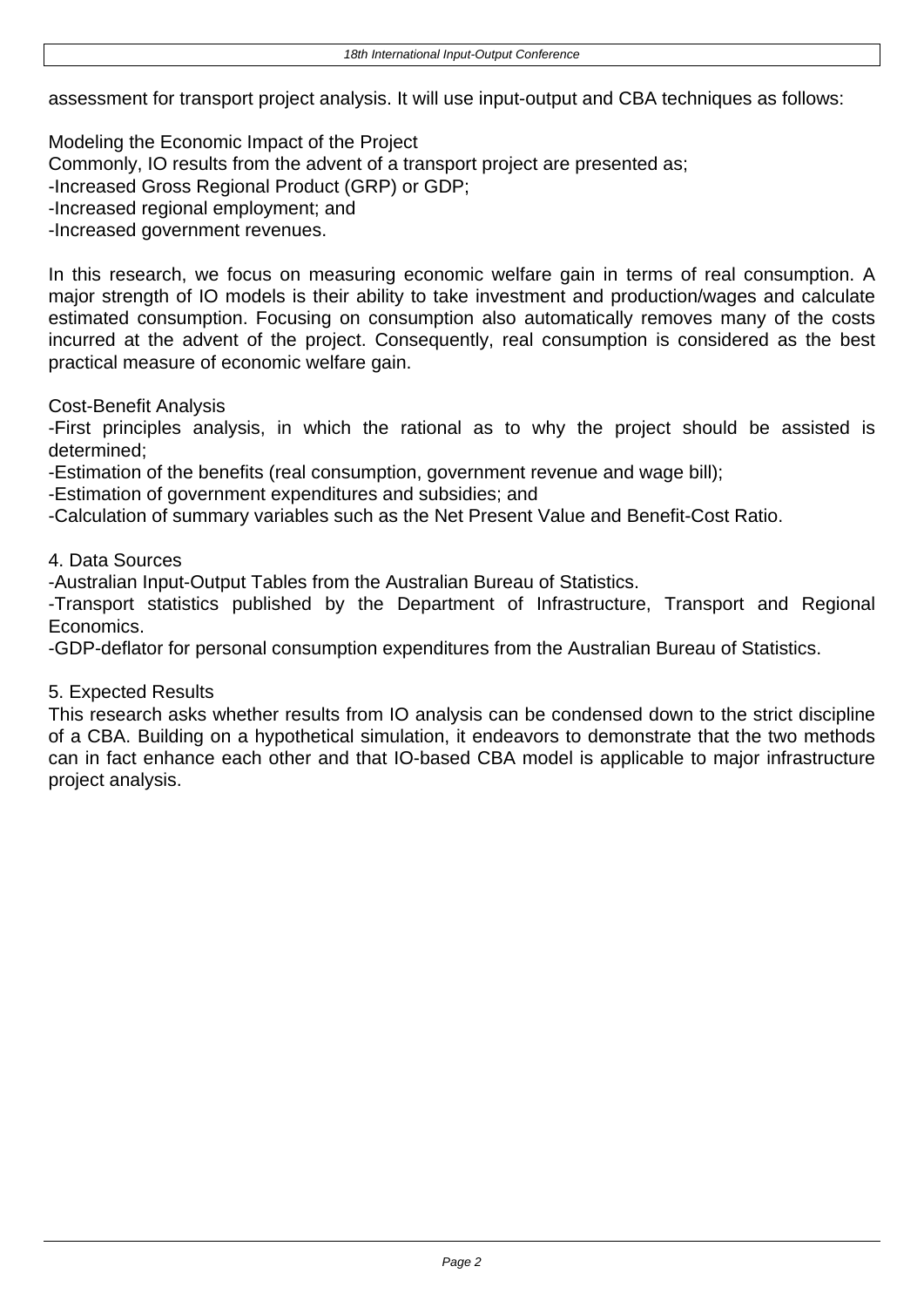assessment for transport project analysis. It will use input-output and CBA techniques as follows:

Modeling the Economic Impact of the Project

Commonly, IO results from the advent of a transport project are presented as;

-Increased Gross Regional Product (GRP) or GDP;

-Increased regional employment; and

-Increased government revenues.

In this research, we focus on measuring economic welfare gain in terms of real consumption. A major strength of IO models is their ability to take investment and production/wages and calculate estimated consumption. Focusing on consumption also automatically removes many of the costs incurred at the advent of the project. Consequently, real consumption is considered as the best practical measure of economic welfare gain.

Cost-Benefit Analysis

-First principles analysis, in which the rational as to why the project should be assisted is determined;

-Estimation of the benefits (real consumption, government revenue and wage bill);

-Estimation of government expenditures and subsidies; and

-Calculation of summary variables such as the Net Present Value and Benefit-Cost Ratio.

4. Data Sources

-Australian Input-Output Tables from the Australian Bureau of Statistics.

-Transport statistics published by the Department of Infrastructure, Transport and Regional Economics.

-GDP-deflator for personal consumption expenditures from the Australian Bureau of Statistics.

5. Expected Results

This research asks whether results from IO analysis can be condensed down to the strict discipline of a CBA. Building on a hypothetical simulation, it endeavors to demonstrate that the two methods can in fact enhance each other and that IO-based CBA model is applicable to major infrastructure project analysis.